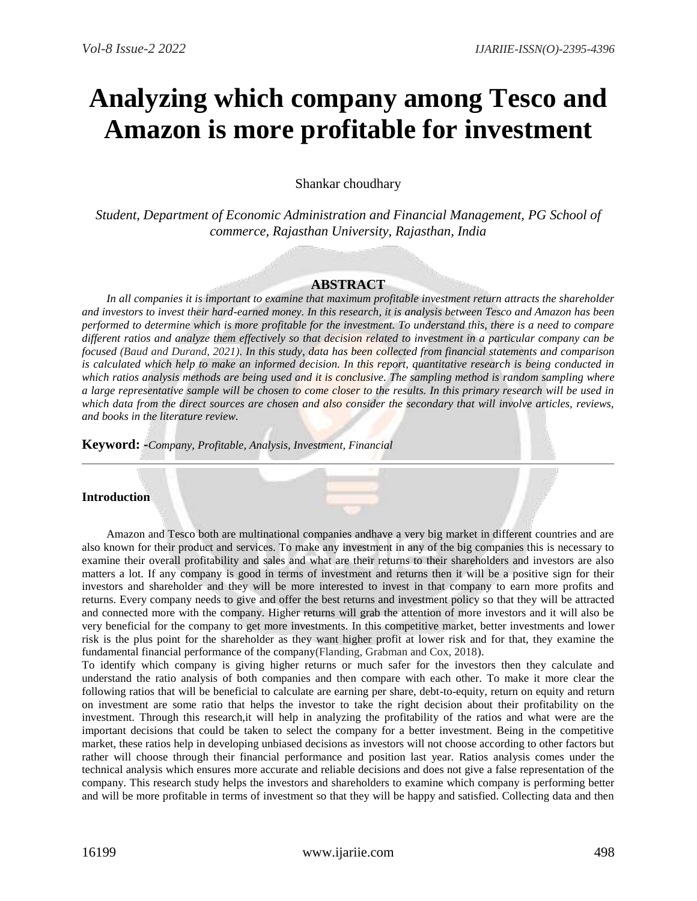# Analyzing which company among Tesco and Amazon is more profitable for investment

Shankar choudhary

*Student, Department of Economic Administration and Financial Management, PG School of commerce, Rajasthan University, Rajasthan, India*

## ABSTRACT

*In all companies it is important to examine that maximum profitable investment return attracts the shareholder and investors to invest their hard-earned money. In this research, it is analysis between Tesco and Amazon has been performed to determine which is more profitable for the investment. To understand this, there is a need to compare different ratios and analyze them effectively so that decision related to investment in a particular company can be focused (Baud and Durand, 2021). In this study, data has been collected from financial statements and comparison is calculated which help to make an informed decision. In this report, quantitative research is being conducted in which ratios analysis methods are being used and it is conclusive. The sampling method is random sampling where a large representative sample will be chosen to come closer to the results. In this primary research will be used in which data from the direct sources are chosen and also consider the secondary that will involve articles, reviews, and books in the literature review.*

**Keyword: -***Company, Profitable, Analysis, Investment, Financial*

---

### Introduction

Amazon and Tesco both are multinational companies andhave a very big market in different countries and are also known for their product and services. To make any investment in any of the big companies this is necessary to examine their overall profitability and sales and what are their returns to their shareholders and investors are also matters a lot. If any company is good in terms of investment and returns then it will be a positive sign for their investors and shareholder and they will be more interested to invest in that company to earn more profits and returns. Every company needs to give and offer the best returns and investment policy so that they will be attracted and connected more with the company. Higher returns will grab the attention of more investors and it will also be very beneficial for the company to get more investments. In this competitive market, better investments and lower risk is the plus point for the shareholder as they want higher profit at lower risk and for that, they examine the fundamental financial performance of the company(Flanding, Grabman and Cox, 2018).

To identify which company is giving higher returns or much safer for the investors then they calculate and understand the ratio analysis of both companies and then compare with each other. To make it more clear the following ratios that will be beneficial to calculate are earning per share, debt-to-equity, return on equity and return on investment are some ratio that helps the investor to take the right decision about their profitability on the investment. Through this research,it will help in analyzing the profitability of the ratios and what were are the important decisions that could be taken to select the company for a better investment. Being in the competitive market, these ratios help in developing unbiased decisions as investors will not choose according to other factors but rather will choose through their financial performance and position last year. Ratios analysis comes under the technical analysis which ensures more accurate and reliable decisions and does not give a false representation of the company. This research study helps the investors and shareholders to examine which company is performing better and will be more profitable in terms of investment so that they will be happy and satisfied. Collecting data and then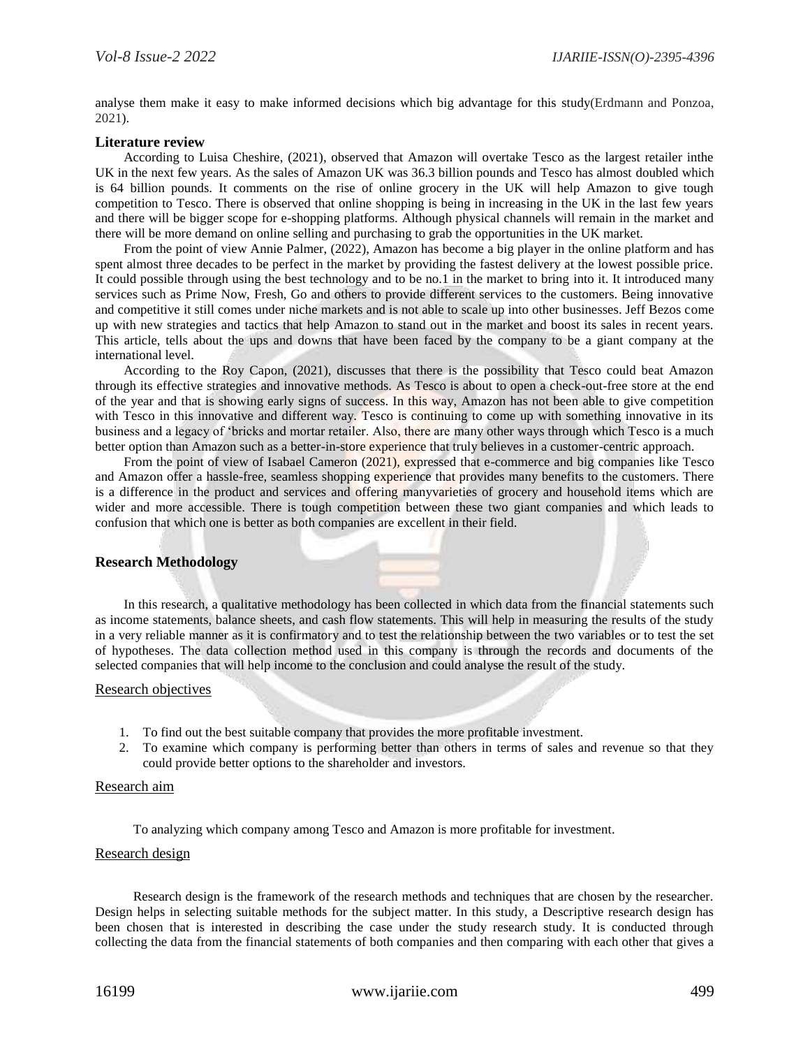analyse them make it easy to make informed decisions which big advantage for this study(Erdmann and Ponzoa, 2021).

## Literature review

According to Luisa Cheshire, (2021), observed that Amazon will overtake Tesco as the largest retailer inthe UK in the next few years. As the sales of Amazon UK was 36.3 billion pounds and Tesco has almost doubled which is 64 billion pounds. It comments on the rise of online grocery in the UK will help Amazon to give tough competition to Tesco. There is observed that online shopping is being in increasing in the UK in the last few years and there will be bigger scope for e-shopping platforms. Although physical channels will remain in the market and there will be more demand on online selling and purchasing to grab the opportunities in the UK market.

From the point of view Annie Palmer, (2022), Amazon has become a big player in the online platform and has spent almost three decades to be perfect in the market by providing the fastest delivery at the lowest possible price. It could possible through using the best technology and to be no.1 in the market to bring into it. It introduced many services such as Prime Now, Fresh, Go and others to provide different services to the customers. Being innovative and competitive it still comes under niche markets and is not able to scale up into other businesses. Jeff Bezos come up with new strategies and tactics that help Amazon to stand out in the market and boost its sales in recent years. This article, tells about the ups and downs that have been faced by the company to be a giant company at the international level.

According to the Roy Capon, (2021), discusses that there is the possibility that Tesco could beat Amazon through its effective strategies and innovative methods. As Tesco is about to open a check-out-free store at the end of the year and that is showing early signs of success. In this way, Amazon has not been able to give competition with Tesco in this innovative and different way. Tesco is continuing to come up with something innovative in its business and a legacy of 'bricks and mortar retailer. Also, there are many other ways through which Tesco is a much better option than Amazon such as a better-in-store experience that truly believes in a customer-centric approach.

From the point of view of Isabael Cameron (2021), expressed that e-commerce and big companies like Tesco and Amazon offer a hassle-free, seamless shopping experience that provides many benefits to the customers. There is a difference in the product and services and offering manyvarieties of grocery and household items which are wider and more accessible. There is tough competition between these two giant companies and which leads to confusion that which one is better as both companies are excellent in their field.

## Research Methodology

In this research, a qualitative methodology has been collected in which data from the financial statements such as income statements, balance sheets, and cash flow statements. This will help in measuring the results of the study in a very reliable manner as it is confirmatory and to test the relationship between the two variables or to test the set of hypotheses. The data collection method used in this company is through the records and documents of the selected companies that will help income to the conclusion and could analyse the result of the study.

### Research objectives

1. To find out the best suitable company that provides the more profitable investment.
2. To examine which company is performing better than others in terms of sales and revenue so that they could provide better options to the shareholder and investors.

### Research aim

To analyzing which company among Tesco and Amazon is more profitable for investment.

### Research design

Research design is the framework of the research methods and techniques that are chosen by the researcher. Design helps in selecting suitable methods for the subject matter. In this study, a Descriptive research design has been chosen that is interested in describing the case under the study research study. It is conducted through collecting the data from the financial statements of both companies and then comparing with each other that gives a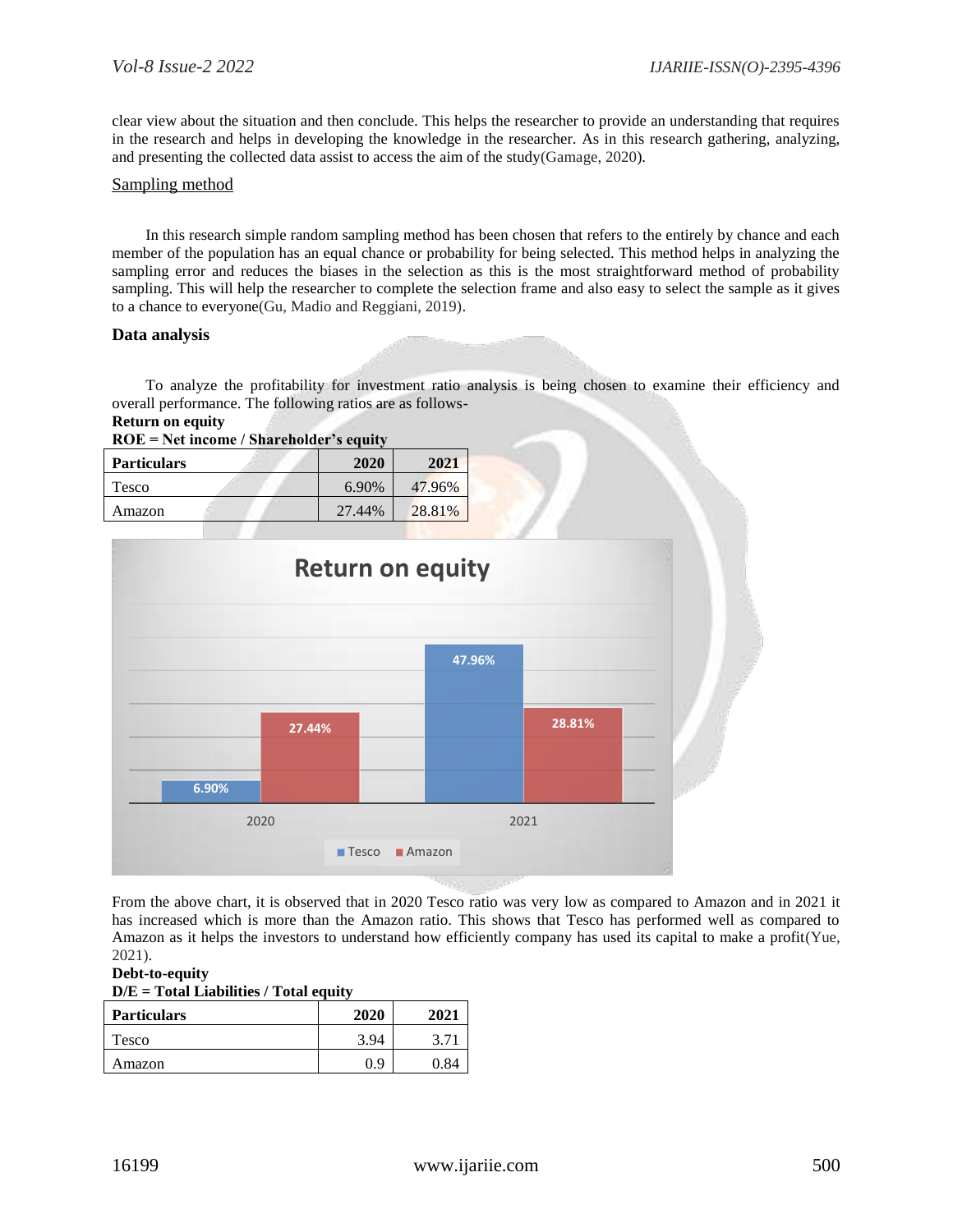clear view about the situation and then conclude. This helps the researcher to provide an understanding that requires in the research and helps in developing the knowledge in the researcher. As in this research gathering, analyzing, and presenting the collected data assist to access the aim of the study(Gamage, 2020).

## Sampling method

In this research simple random sampling method has been chosen that refers to the entirely by chance and each member of the population has an equal chance or probability for being selected. This method helps in analyzing the sampling error and reduces the biases in the selection as this is the most straightforward method of probability sampling. This will help the researcher to complete the selection frame and also easy to select the sample as it gives to a chance to everyone(Gu, Madio and Reggiani, 2019).

## Data analysis

To analyze the profitability for investment ratio analysis is being chosen to examine their efficiency and overall performance. The following ratios are as follows-

**Return on equity**

**ROE = Net income / Shareholder's equity**

| Particulars | 2020 | 2021 |
|---|---|---|
| Tesco | 6.90% | 47.96% |
| Amazon | 27.44% | 28.81% |

From the above chart, it is observed that in 2020 Tesco ratio was very low as compared to Amazon and in 2021 it has increased which is more than the Amazon ratio. This shows that Tesco has performed well as compared to Amazon as it helps the investors to understand how efficiently company has used its capital to make a profit(Yue, 2021).

**Debt-to-equity**

**D/E = Total Liabilities / Total equity**

| Particulars | 2020 | 2021 |
|---|---|---|
| Tesco | 3.94 | 3.71 |
| Amazon | 0.9 | 0.84 |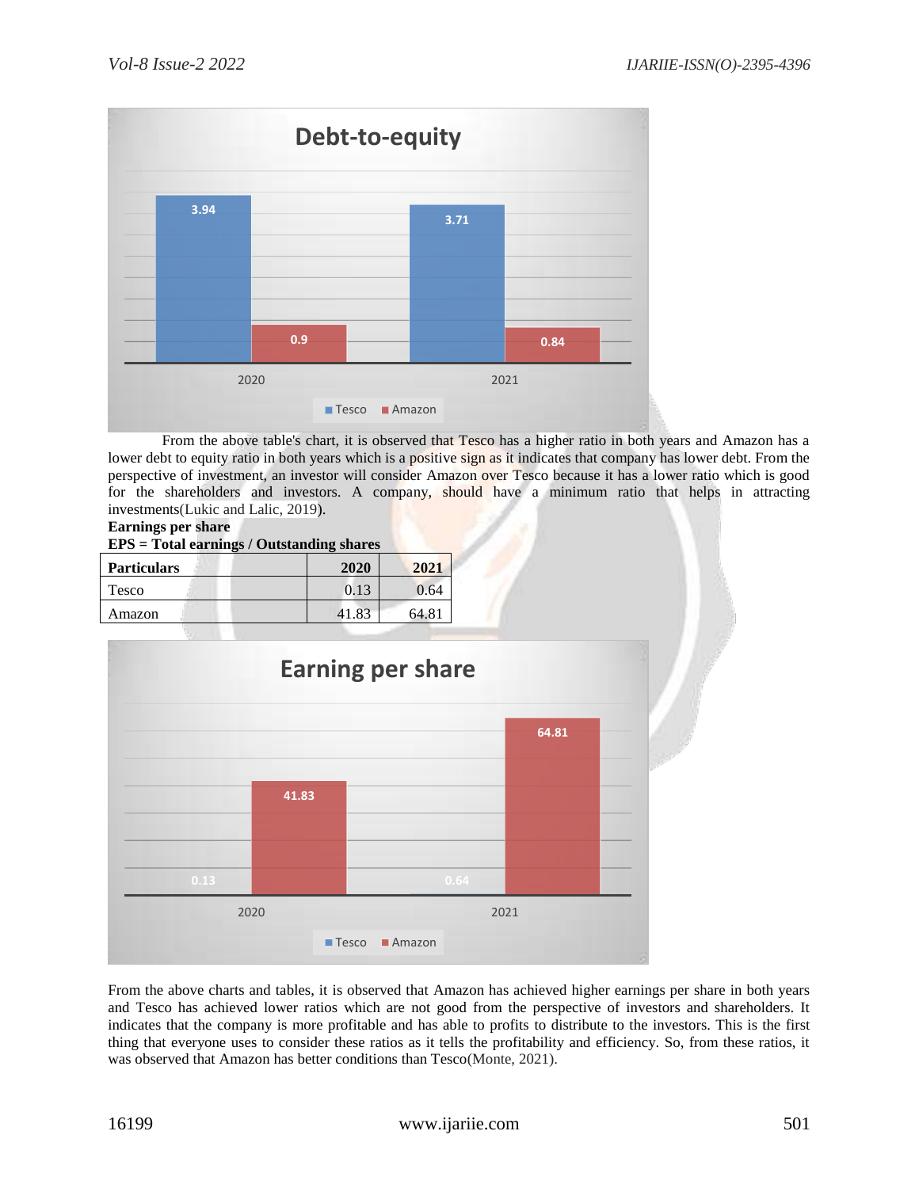From the above table's chart, it is observed that Tesco has a higher ratio in both years and Amazon has a lower debt to equity ratio in both years which is a positive sign as it indicates that company has lower debt. From the perspective of investment, an investor will consider Amazon over Tesco because it has a lower ratio which is good for the shareholders and investors. A company, should have a minimum ratio that helps in attracting investments(Lukic and Lalic, 2019).

**Earnings per share**

**EPS = Total earnings / Outstanding shares**

| Particulars | 2020 | 2021 |
|---|---|---|
| Tesco | 0.13 | 0.64 |
| Amazon | 41.83 | 64.81 |

From the above charts and tables, it is observed that Amazon has achieved higher earnings per share in both years and Tesco has achieved lower ratios which are not good from the perspective of investors and shareholders. It indicates that the company is more profitable and has able to profits to distribute to the investors. This is the first thing that everyone uses to consider these ratios as it tells the profitability and efficiency. So, from these ratios, it was observed that Amazon has better conditions than Tesco(Monte, 2021).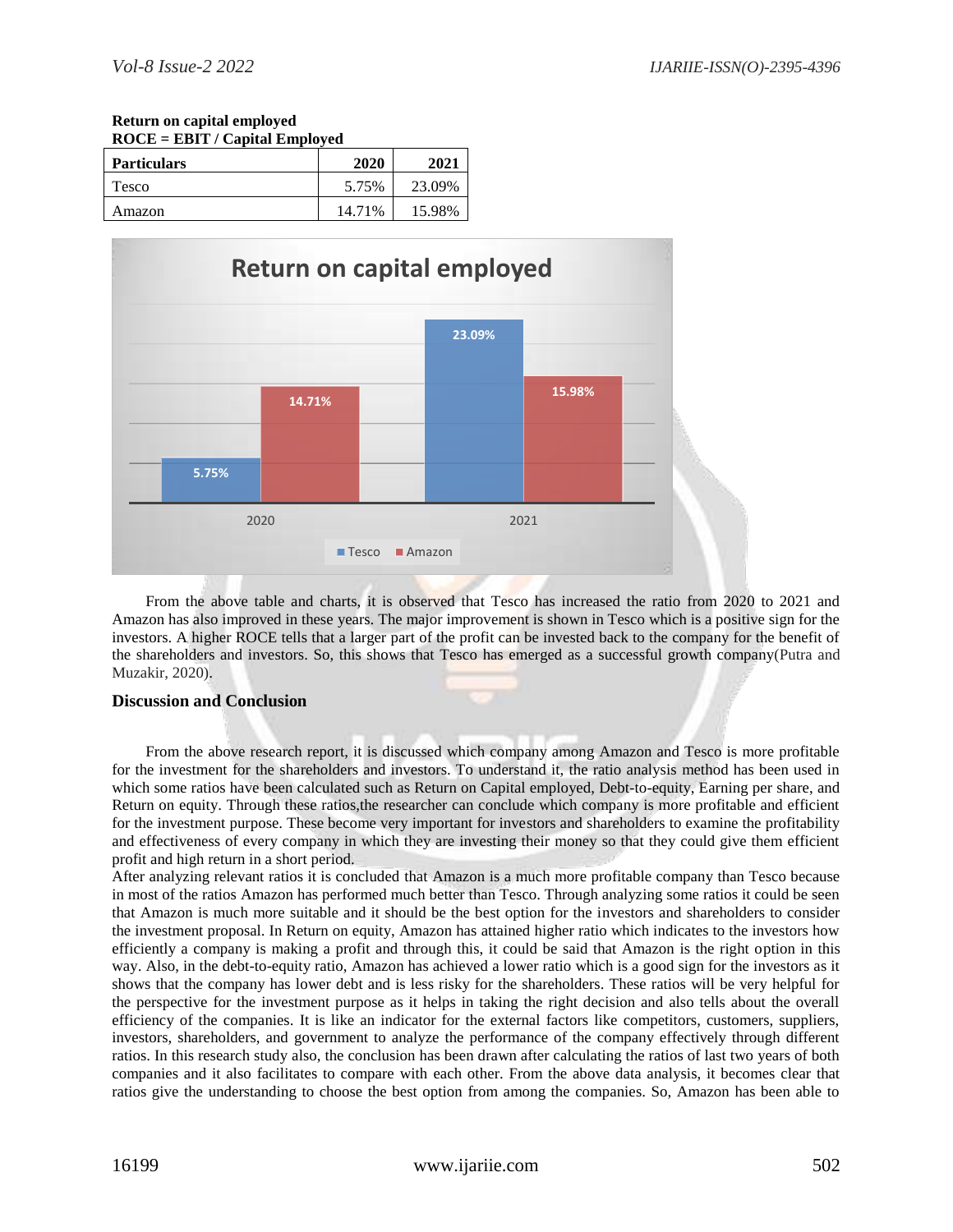**Return on capital employed**
**ROCE = EBIT / Capital Employed**

| Particulars | 2020 | 2021 |
|---|---|---|
| Tesco | 5.75% | 23.09% |
| Amazon | 14.71% | 15.98% |

From the above table and charts, it is observed that Tesco has increased the ratio from 2020 to 2021 and Amazon has also improved in these years. The major improvement is shown in Tesco which is a positive sign for the investors. A higher ROCE tells that a larger part of the profit can be invested back to the company for the benefit of the shareholders and investors. So, this shows that Tesco has emerged as a successful growth company(Putra and Muzakir, 2020).

## Discussion and Conclusion

From the above research report, it is discussed which company among Amazon and Tesco is more profitable for the investment for the shareholders and investors. To understand it, the ratio analysis method has been used in which some ratios have been calculated such as Return on Capital employed, Debt-to-equity, Earning per share, and Return on equity. Through these ratios,the researcher can conclude which company is more profitable and efficient for the investment purpose. These become very important for investors and shareholders to examine the profitability and effectiveness of every company in which they are investing their money so that they could give them efficient profit and high return in a short period.

After analyzing relevant ratios it is concluded that Amazon is a much more profitable company than Tesco because in most of the ratios Amazon has performed much better than Tesco. Through analyzing some ratios it could be seen that Amazon is much more suitable and it should be the best option for the investors and shareholders to consider the investment proposal. In Return on equity, Amazon has attained higher ratio which indicates to the investors how efficiently a company is making a profit and through this, it could be said that Amazon is the right option in this way. Also, in the debt-to-equity ratio, Amazon has achieved a lower ratio which is a good sign for the investors as it shows that the company has lower debt and is less risky for the shareholders. These ratios will be very helpful for the perspective for the investment purpose as it helps in taking the right decision and also tells about the overall efficiency of the companies. It is like an indicator for the external factors like competitors, customers, suppliers, investors, shareholders, and government to analyze the performance of the company effectively through different ratios. In this research study also, the conclusion has been drawn after calculating the ratios of last two years of both companies and it also facilitates to compare with each other. From the above data analysis, it becomes clear that ratios give the understanding to choose the best option from among the companies. So, Amazon has been able to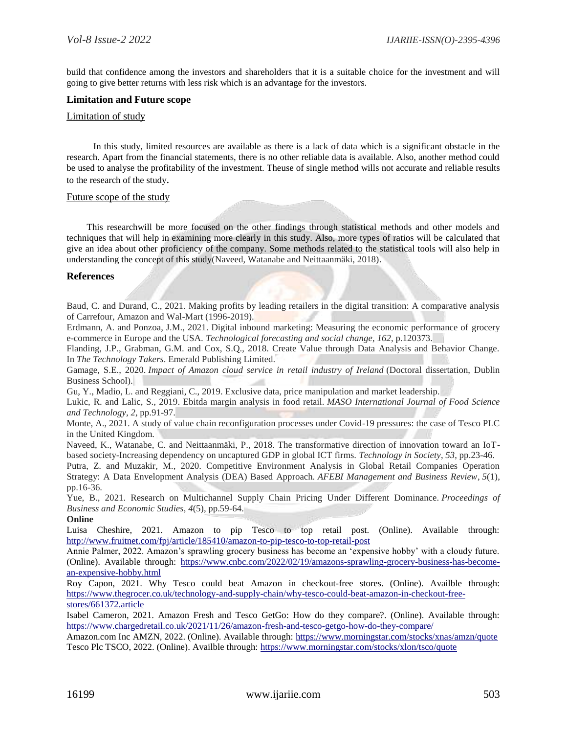build that confidence among the investors and shareholders that it is a suitable choice for the investment and will going to give better returns with less risk which is an advantage for the investors.

## Limitation and Future scope

### Limitation of study

In this study, limited resources are available as there is a lack of data which is a significant obstacle in the research. Apart from the financial statements, there is no other reliable data is available. Also, another method could be used to analyse the profitability of the investment. Theuse of single method wills not accurate and reliable results to the research of the study.

### Future scope of the study

This researchwill be more focused on the other findings through statistical methods and other models and techniques that will help in examining more clearly in this study. Also, more types of ratios will be calculated that give an idea about other proficiency of the company. Some methods related to the statistical tools will also help in understanding the concept of this study(Naveed, Watanabe and Neittaanmäki, 2018).

## References

Baud, C. and Durand, C., 2021. Making profits by leading retailers in the digital transition: A comparative analysis of Carrefour, Amazon and Wal-Mart (1996-2019).

Erdmann, A. and Ponzoa, J.M., 2021. Digital inbound marketing: Measuring the economic performance of grocery e-commerce in Europe and the USA. *Technological forecasting and social change*, *162*, p.120373.

Flanding, J.P., Grabman, G.M. and Cox, S.Q., 2018. Create Value through Data Analysis and Behavior Change. In *The Technology Takers*. Emerald Publishing Limited.

Gamage, S.E., 2020. *Impact of Amazon cloud service in retail industry of Ireland* (Doctoral dissertation, Dublin Business School).

Gu, Y., Madio, L. and Reggiani, C., 2019. Exclusive data, price manipulation and market leadership.

Lukic, R. and Lalic, S., 2019. Ebitda margin analysis in food retail. *MASO International Journal of Food Science and Technology*, *2*, pp.91-97.

Monte, A., 2021. A study of value chain reconfiguration processes under Covid-19 pressures: the case of Tesco PLC in the United Kingdom.

Naveed, K., Watanabe, C. and Neittaanmäki, P., 2018. The transformative direction of innovation toward an IoT-based society-Increasing dependency on uncaptured GDP in global ICT firms. *Technology in Society*, *53*, pp.23-46.

Putra, Z. and Muzakir, M., 2020. Competitive Environment Analysis in Global Retail Companies Operation Strategy: A Data Envelopment Analysis (DEA) Based Approach. *AFEBI Management and Business Review*, *5*(1), pp.16-36.

Yue, B., 2021. Research on Multichannel Supply Chain Pricing Under Different Dominance. *Proceedings of Business and Economic Studies*, *4*(5), pp.59-64.

**Online**

Luisa Cheshire, 2021. Amazon to pip Tesco to top retail post. (Online). Available through: http://www.fruitnet.com/fpj/article/185410/amazon-to-pip-tesco-to-top-retail-post

Annie Palmer, 2022. Amazon's sprawling grocery business has become an 'expensive hobby' with a cloudy future. (Online). Available through: https://www.cnbc.com/2022/02/19/amazons-sprawling-grocery-business-has-become-an-expensive-hobby.html

Roy Capon, 2021. Why Tesco could beat Amazon in checkout-free stores. (Online). Availble through: https://www.thegrocer.co.uk/technology-and-supply-chain/why-tesco-could-beat-amazon-in-checkout-free-stores/661372.article

Isabel Cameron, 2021. Amazon Fresh and Tesco GetGo: How do they compare?. (Online). Available through: https://www.chargedretail.co.uk/2021/11/26/amazon-fresh-and-tesco-getgo-how-do-they-compare/

Amazon.com Inc AMZN, 2022. (Online). Available through: https://www.morningstar.com/stocks/xnas/amzn/quote

Tesco Plc TSCO, 2022. (Online). Availble through: https://www.morningstar.com/stocks/xlon/tsco/quote